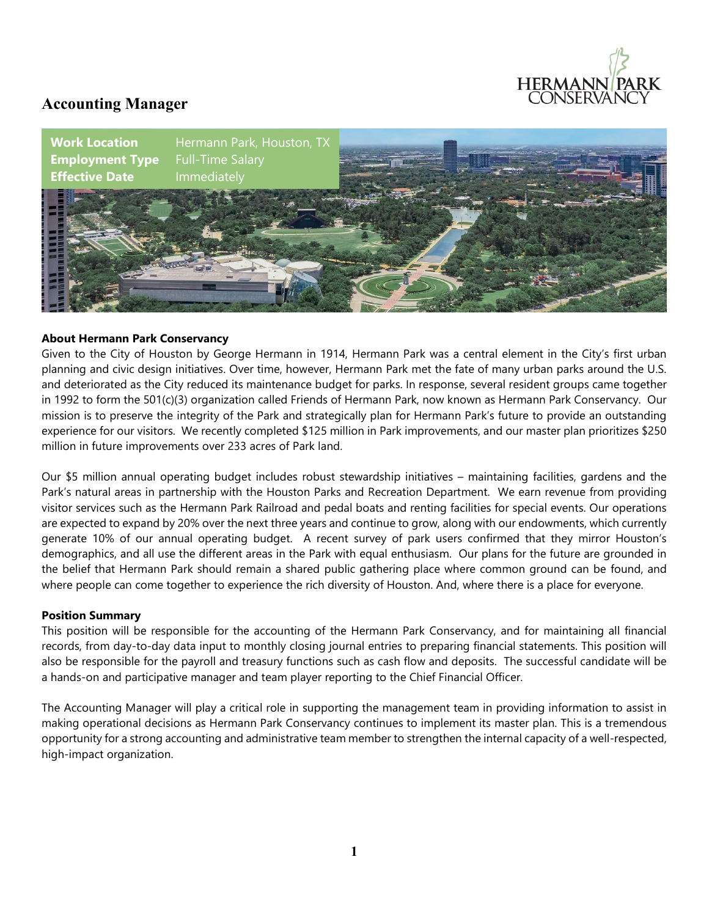# Accounting Manager

HERMANN PARK CONSERVANCY

| | |
|---|---|
| **Work Location** | Hermann Park, Houston, TX |
| **Employment Type** | Full-Time Salary |
| **Effective Date** | Immediately |

**About Hermann Park Conservancy**

Given to the City of Houston by George Hermann in 1914, Hermann Park was a central element in the City's first urban planning and civic design initiatives. Over time, however, Hermann Park met the fate of many urban parks around the U.S. and deteriorated as the City reduced its maintenance budget for parks. In response, several resident groups came together in 1992 to form the 501(c)(3) organization called Friends of Hermann Park, now known as Hermann Park Conservancy. Our mission is to preserve the integrity of the Park and strategically plan for Hermann Park's future to provide an outstanding experience for our visitors. We recently completed $125 million in Park improvements, and our master plan prioritizes $250 million in future improvements over 233 acres of Park land.

Our $5 million annual operating budget includes robust stewardship initiatives – maintaining facilities, gardens and the Park's natural areas in partnership with the Houston Parks and Recreation Department. We earn revenue from providing visitor services such as the Hermann Park Railroad and pedal boats and renting facilities for special events. Our operations are expected to expand by 20% over the next three years and continue to grow, along with our endowments, which currently generate 10% of our annual operating budget. A recent survey of park users confirmed that they mirror Houston's demographics, and all use the different areas in the Park with equal enthusiasm. Our plans for the future are grounded in the belief that Hermann Park should remain a shared public gathering place where common ground can be found, and where people can come together to experience the rich diversity of Houston. And, where there is a place for everyone.

**Position Summary**

This position will be responsible for the accounting of the Hermann Park Conservancy, and for maintaining all financial records, from day-to-day data input to monthly closing journal entries to preparing financial statements. This position will also be responsible for the payroll and treasury functions such as cash flow and deposits. The successful candidate will be a hands-on and participative manager and team player reporting to the Chief Financial Officer.

The Accounting Manager will play a critical role in supporting the management team in providing information to assist in making operational decisions as Hermann Park Conservancy continues to implement its master plan. This is a tremendous opportunity for a strong accounting and administrative team member to strengthen the internal capacity of a well-respected, high-impact organization.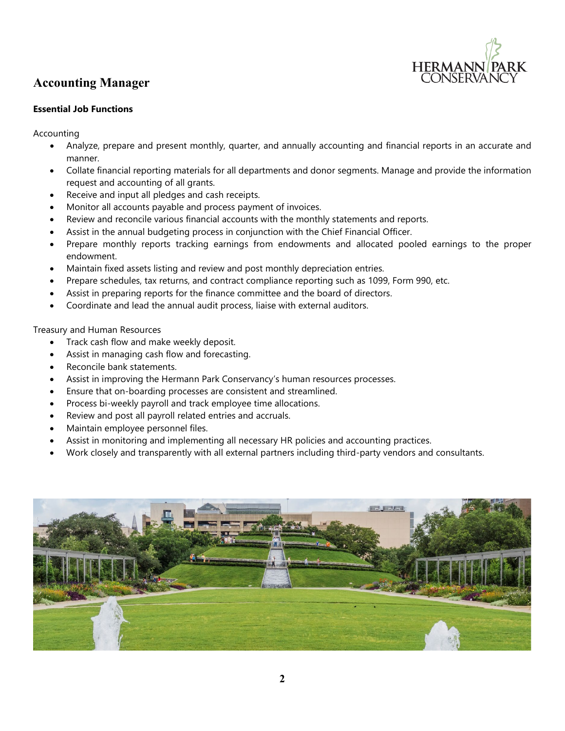# Accounting Manager

**Essential Job Functions**

Accounting

- Analyze, prepare and present monthly, quarter, and annually accounting and financial reports in an accurate and manner.
- Collate financial reporting materials for all departments and donor segments. Manage and provide the information request and accounting of all grants.
- Receive and input all pledges and cash receipts.
- Monitor all accounts payable and process payment of invoices.
- Review and reconcile various financial accounts with the monthly statements and reports.
- Assist in the annual budgeting process in conjunction with the Chief Financial Officer.
- Prepare monthly reports tracking earnings from endowments and allocated pooled earnings to the proper endowment.
- Maintain fixed assets listing and review and post monthly depreciation entries.
- Prepare schedules, tax returns, and contract compliance reporting such as 1099, Form 990, etc.
- Assist in preparing reports for the finance committee and the board of directors.
- Coordinate and lead the annual audit process, liaise with external auditors.

Treasury and Human Resources

- Track cash flow and make weekly deposit.
- Assist in managing cash flow and forecasting.
- Reconcile bank statements.
- Assist in improving the Hermann Park Conservancy's human resources processes.
- Ensure that on-boarding processes are consistent and streamlined.
- Process bi-weekly payroll and track employee time allocations.
- Review and post all payroll related entries and accruals.
- Maintain employee personnel files.
- Assist in monitoring and implementing all necessary HR policies and accounting practices.
- Work closely and transparently with all external partners including third-party vendors and consultants.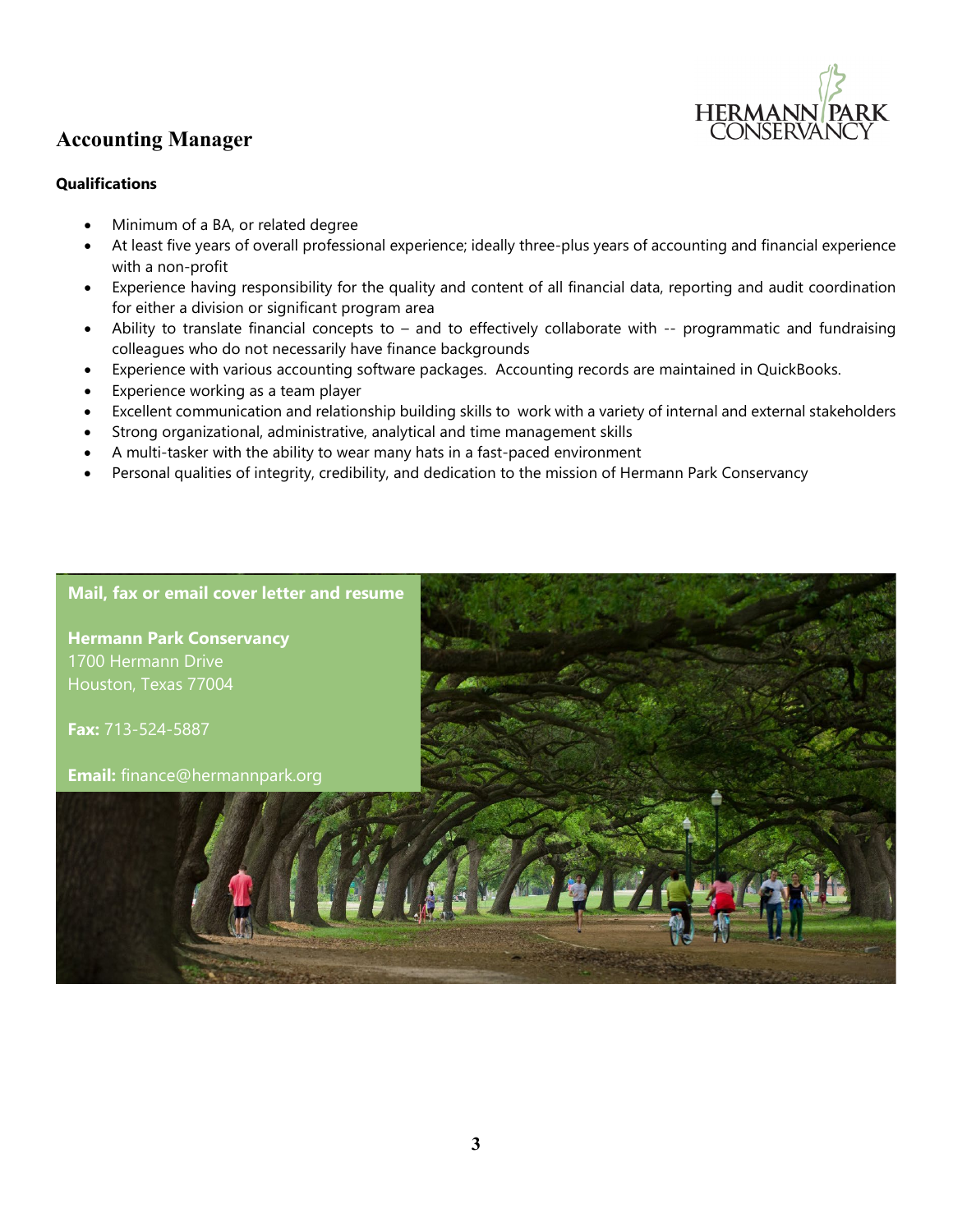## Accounting Manager

**Qualifications**

- Minimum of a BA, or related degree
- At least five years of overall professional experience; ideally three-plus years of accounting and financial experience with a non-profit
- Experience having responsibility for the quality and content of all financial data, reporting and audit coordination for either a division or significant program area
- Ability to translate financial concepts to – and to effectively collaborate with -- programmatic and fundraising colleagues who do not necessarily have finance backgrounds
- Experience with various accounting software packages. Accounting records are maintained in QuickBooks.
- Experience working as a team player
- Excellent communication and relationship building skills to work with a variety of internal and external stakeholders
- Strong organizational, administrative, analytical and time management skills
- A multi-tasker with the ability to wear many hats in a fast-paced environment
- Personal qualities of integrity, credibility, and dedication to the mission of Hermann Park Conservancy

**Mail, fax or email cover letter and resume**

**Hermann Park Conservancy**
1700 Hermann Drive
Houston, Texas 77004

**Fax:** 713-524-5887

**Email:** finance@hermannpark.org